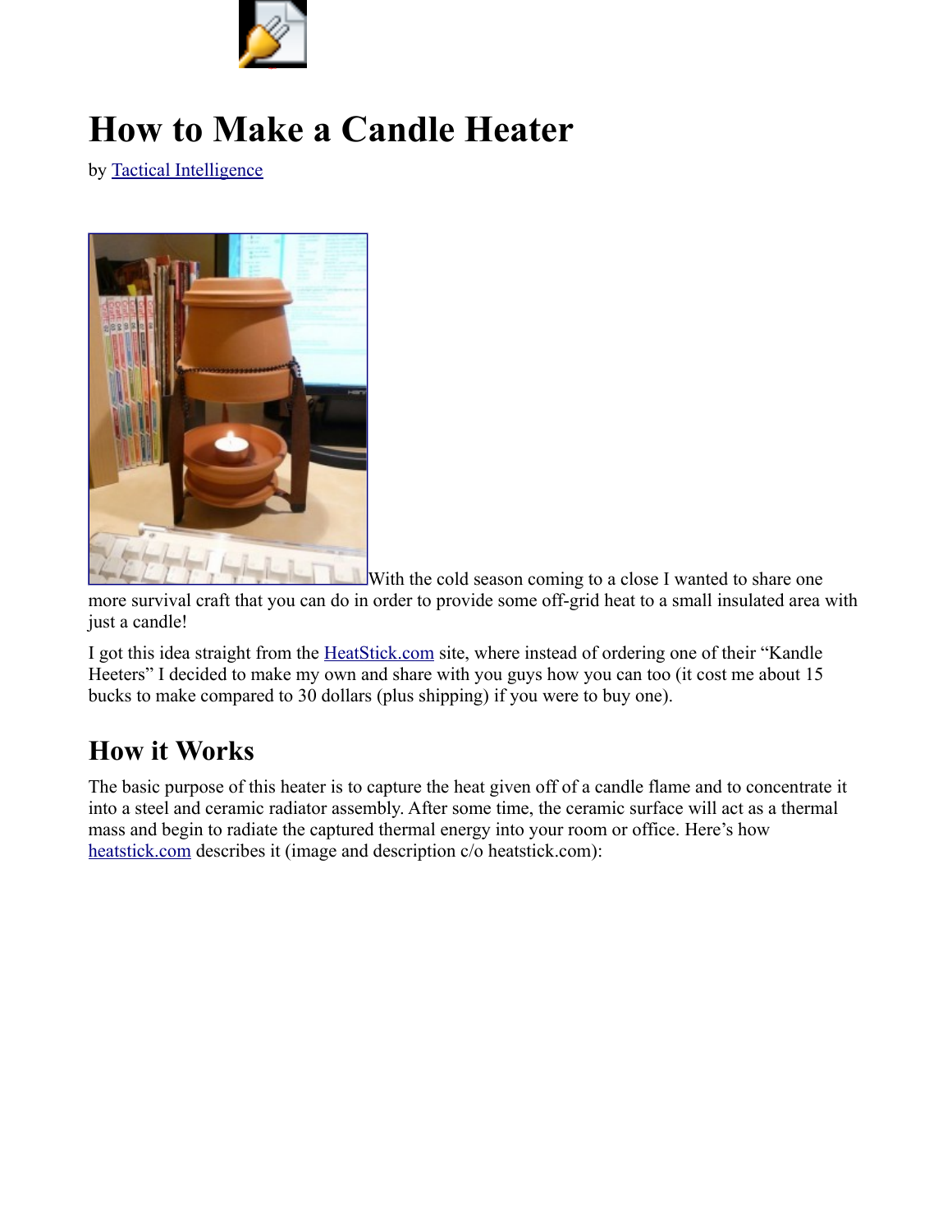# How to Make a Candle Heater

by Tactical Intelligence

With the cold season coming to a close I wanted to share one more survival craft that you can do in order to provide some off-grid heat to a small insulated area with just a candle!

I got this idea straight from the HeatStick.com site, where instead of ordering one of their "Kandle Heeters" I decided to make my own and share with you guys how you can too (it cost me about 15 bucks to make compared to 30 dollars (plus shipping) if you were to buy one).

## How it Works

The basic purpose of this heater is to capture the heat given off of a candle flame and to concentrate it into a steel and ceramic radiator assembly. After some time, the ceramic surface will act as a thermal mass and begin to radiate the captured thermal energy into your room or office. Here's how heatstick.com describes it (image and description c/o heatstick.com):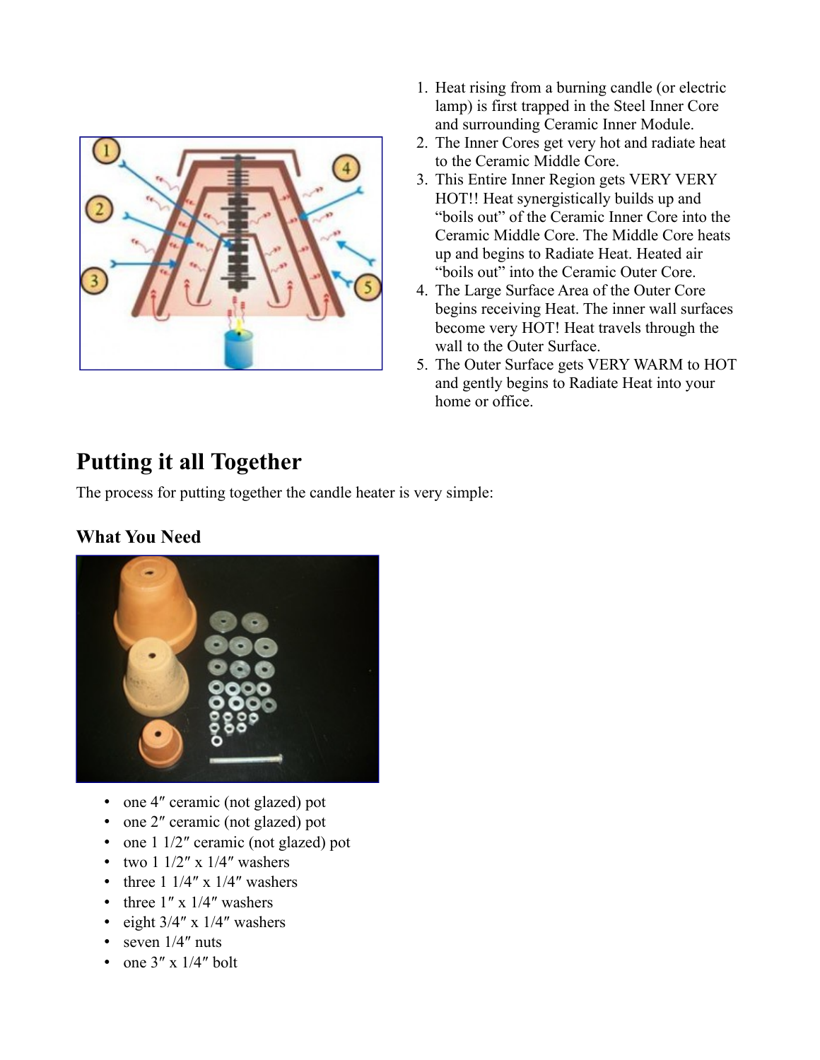1. Heat rising from a burning candle (or electric lamp) is first trapped in the Steel Inner Core and surrounding Ceramic Inner Module.
2. The Inner Cores get very hot and radiate heat to the Ceramic Middle Core.
3. This Entire Inner Region gets VERY VERY HOT!! Heat synergistically builds up and "boils out" of the Ceramic Inner Core into the Ceramic Middle Core. The Middle Core heats up and begins to Radiate Heat. Heated air "boils out" into the Ceramic Outer Core.
4. The Large Surface Area of the Outer Core begins receiving Heat. The inner wall surfaces become very HOT! Heat travels through the wall to the Outer Surface.
5. The Outer Surface gets VERY WARM to HOT and gently begins to Radiate Heat into your home or office.

## Putting it all Together

The process for putting together the candle heater is very simple:

### What You Need

- one 4″ ceramic (not glazed) pot
- one 2″ ceramic (not glazed) pot
- one 1 1/2″ ceramic (not glazed) pot
- two 1 1/2″ x 1/4″ washers
- three 1 1/4″ x 1/4″ washers
- three 1″ x 1/4″ washers
- eight 3/4″ x 1/4″ washers
- seven 1/4″ nuts
- one 3″ x 1/4″ bolt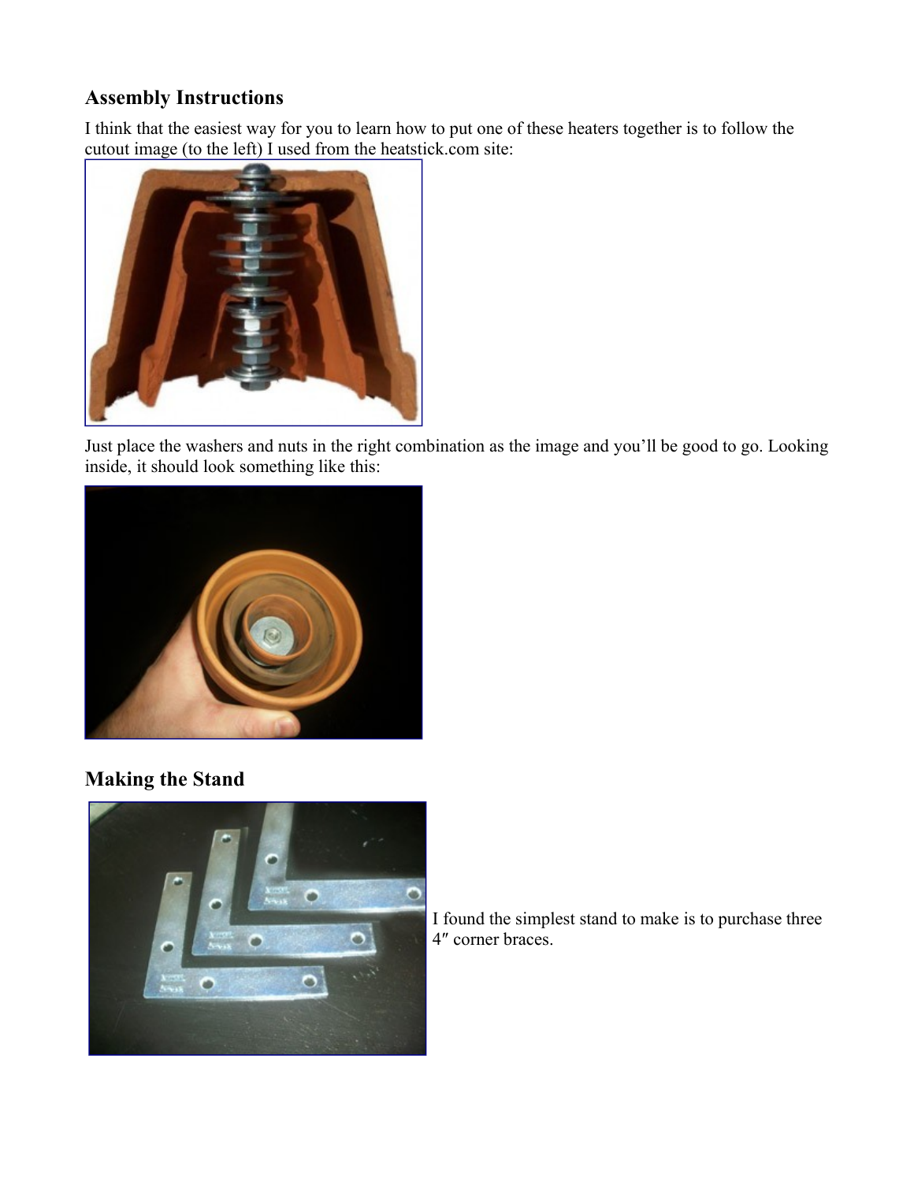## Assembly Instructions

I think that the easiest way for you to learn how to put one of these heaters together is to follow the cutout image (to the left) I used from the heatstick.com site:

Just place the washers and nuts in the right combination as the image and you'll be good to go. Looking inside, it should look something like this:

## Making the Stand

I found the simplest stand to make is to purchase three 4″ corner braces.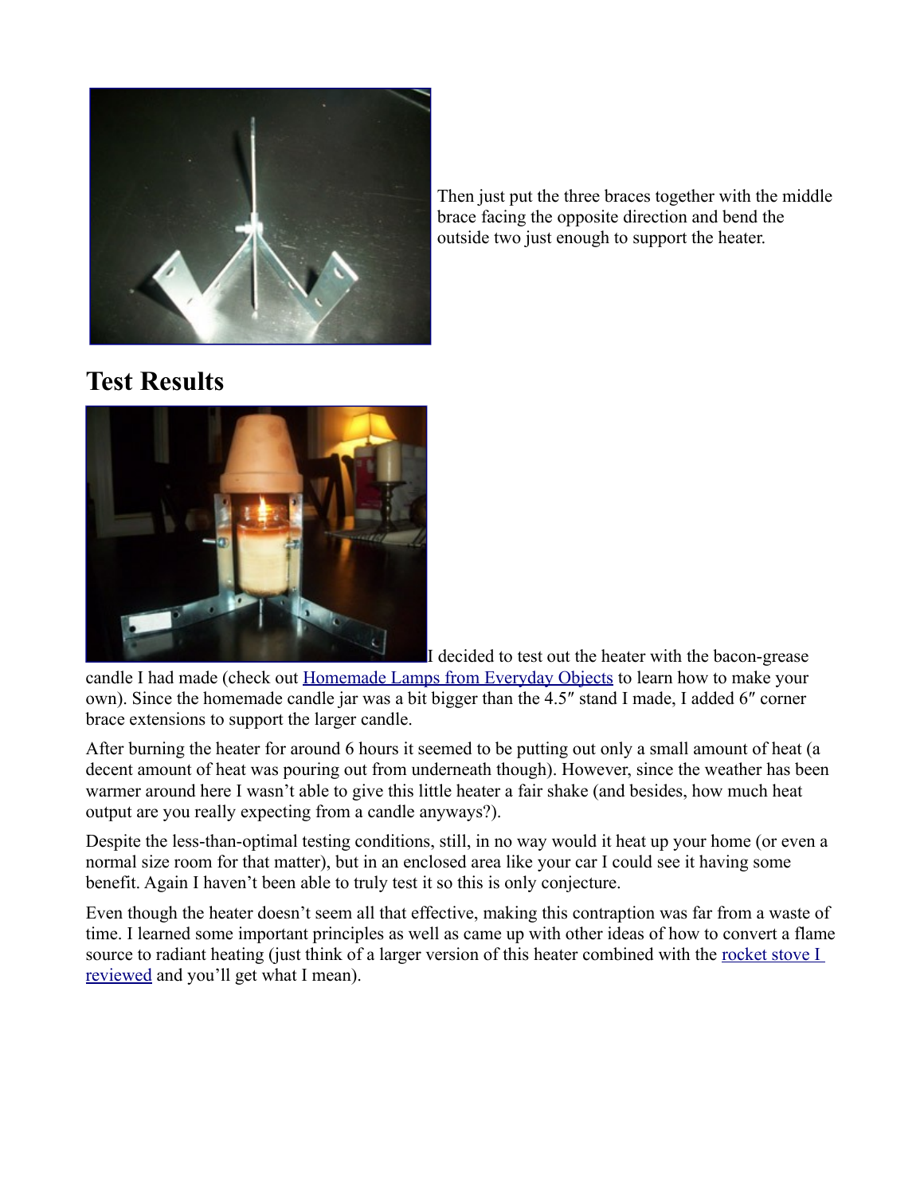Then just put the three braces together with the middle brace facing the opposite direction and bend the outside two just enough to support the heater.

## Test Results

I decided to test out the heater with the bacon-grease candle I had made (check out [Homemade Lamps from Everyday Objects]() to learn how to make your own). Since the homemade candle jar was a bit bigger than the 4.5″ stand I made, I added 6″ corner brace extensions to support the larger candle.

After burning the heater for around 6 hours it seemed to be putting out only a small amount of heat (a decent amount of heat was pouring out from underneath though). However, since the weather has been warmer around here I wasn't able to give this little heater a fair shake (and besides, how much heat output are you really expecting from a candle anyways?).

Despite the less-than-optimal testing conditions, still, in no way would it heat up your home (or even a normal size room for that matter), but in an enclosed area like your car I could see it having some benefit. Again I haven't been able to truly test it so this is only conjecture.

Even though the heater doesn't seem all that effective, making this contraption was far from a waste of time. I learned some important principles as well as came up with other ideas of how to convert a flame source to radiant heating (just think of a larger version of this heater combined with the [rocket stove I reviewed]() and you'll get what I mean).